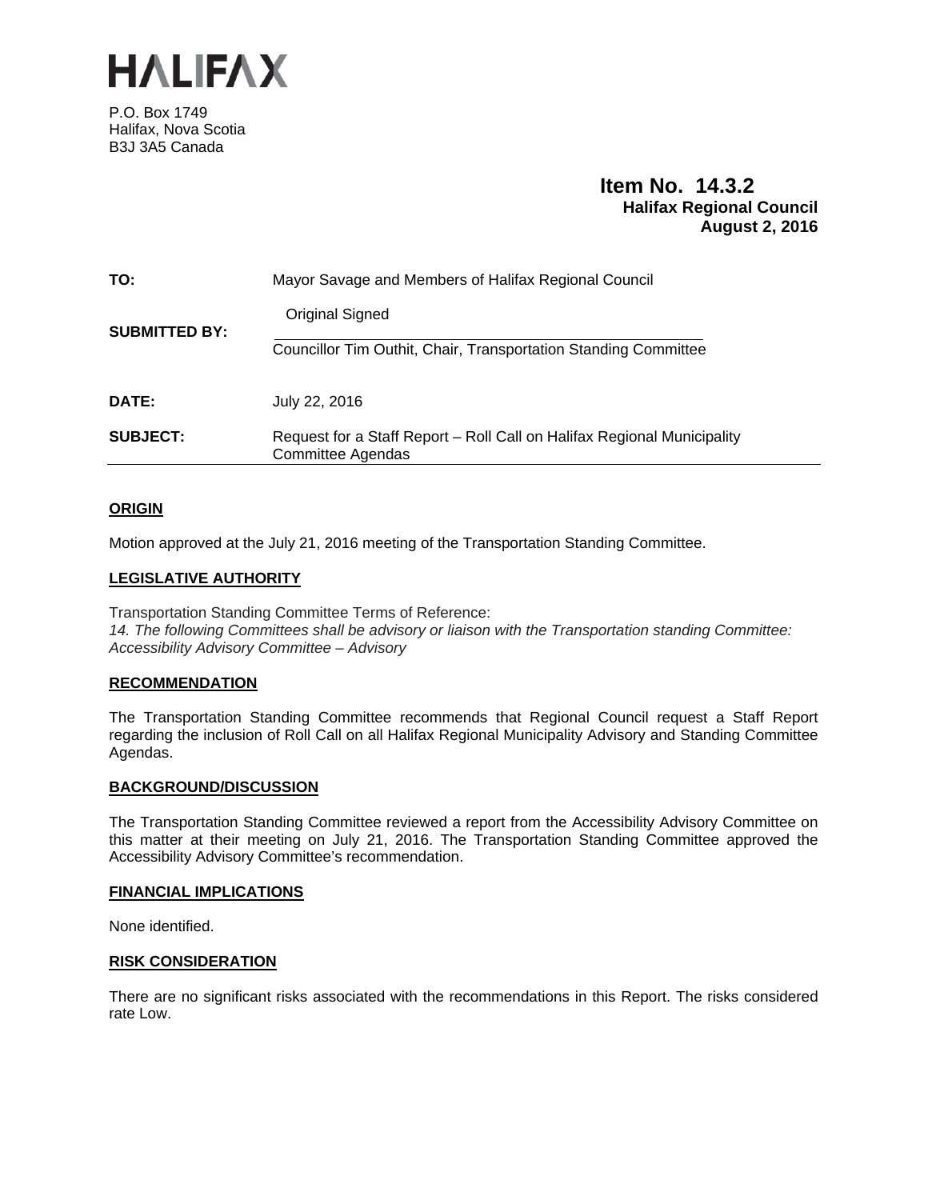# HALIFAX

P.O. Box 1749
Halifax, Nova Scotia
B3J 3A5 Canada

**Item No. 14.3.2**
**Halifax Regional Council**
**August 2, 2016**

| | |
|---|---|
| **TO:** | Mayor Savage and Members of Halifax Regional Council |
| **SUBMITTED BY:** | Original Signed<br>Councillor Tim Outhit, Chair, Transportation Standing Committee |
| **DATE:** | July 22, 2016 |
| **SUBJECT:** | Request for a Staff Report – Roll Call on Halifax Regional Municipality Committee Agendas |

## ORIGIN

Motion approved at the July 21, 2016 meeting of the Transportation Standing Committee.

## LEGISLATIVE AUTHORITY

Transportation Standing Committee Terms of Reference:
*14. The following Committees shall be advisory or liaison with the Transportation standing Committee: Accessibility Advisory Committee – Advisory*

## RECOMMENDATION

The Transportation Standing Committee recommends that Regional Council request a Staff Report regarding the inclusion of Roll Call on all Halifax Regional Municipality Advisory and Standing Committee Agendas.

## BACKGROUND/DISCUSSION

The Transportation Standing Committee reviewed a report from the Accessibility Advisory Committee on this matter at their meeting on July 21, 2016. The Transportation Standing Committee approved the Accessibility Advisory Committee's recommendation.

## FINANCIAL IMPLICATIONS

None identified.

## RISK CONSIDERATION

There are no significant risks associated with the recommendations in this Report. The risks considered rate Low.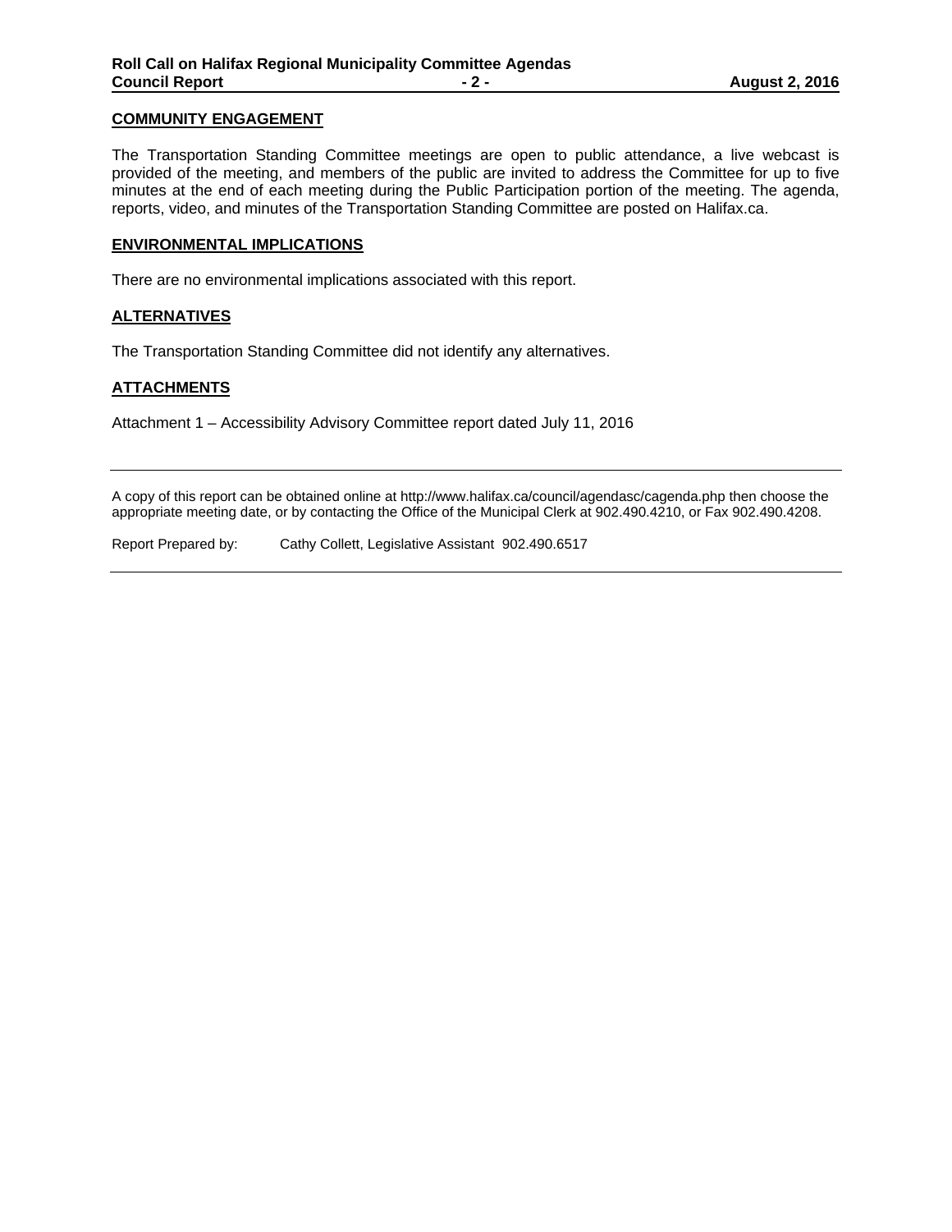## COMMUNITY ENGAGEMENT

The Transportation Standing Committee meetings are open to public attendance, a live webcast is provided of the meeting, and members of the public are invited to address the Committee for up to five minutes at the end of each meeting during the Public Participation portion of the meeting. The agenda, reports, video, and minutes of the Transportation Standing Committee are posted on Halifax.ca.

## ENVIRONMENTAL IMPLICATIONS

There are no environmental implications associated with this report.

## ALTERNATIVES

The Transportation Standing Committee did not identify any alternatives.

## ATTACHMENTS

Attachment 1 – Accessibility Advisory Committee report dated July 11, 2016

---

A copy of this report can be obtained online at http://www.halifax.ca/council/agendasc/cagenda.php then choose the appropriate meeting date, or by contacting the Office of the Municipal Clerk at 902.490.4210, or Fax 902.490.4208.

Report Prepared by: Cathy Collett, Legislative Assistant 902.490.6517

---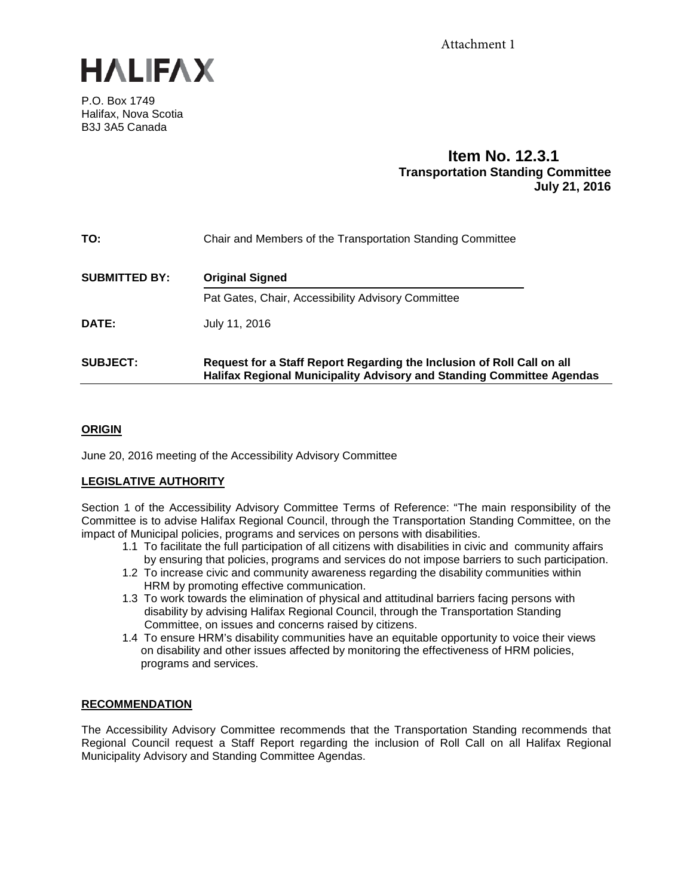Attachment 1

# HALIFAX

P.O. Box 1749
Halifax, Nova Scotia
B3J 3A5 Canada

**Item No. 12.3.1**
**Transportation Standing Committee**
**July 21, 2016**

**TO:** Chair and Members of the Transportation Standing Committee

**SUBMITTED BY:** **Original Signed**

Pat Gates, Chair, Accessibility Advisory Committee

**DATE:** July 11, 2016

**SUBJECT:** **Request for a Staff Report Regarding the Inclusion of Roll Call on all Halifax Regional Municipality Advisory and Standing Committee Agendas**

## ORIGIN

June 20, 2016 meeting of the Accessibility Advisory Committee

## LEGISLATIVE AUTHORITY

Section 1 of the Accessibility Advisory Committee Terms of Reference: "The main responsibility of the Committee is to advise Halifax Regional Council, through the Transportation Standing Committee, on the impact of Municipal policies, programs and services on persons with disabilities.

1.1 To facilitate the full participation of all citizens with disabilities in civic and community affairs by ensuring that policies, programs and services do not impose barriers to such participation.
1.2 To increase civic and community awareness regarding the disability communities within HRM by promoting effective communication.
1.3 To work towards the elimination of physical and attitudinal barriers facing persons with disability by advising Halifax Regional Council, through the Transportation Standing Committee, on issues and concerns raised by citizens.
1.4 To ensure HRM's disability communities have an equitable opportunity to voice their views on disability and other issues affected by monitoring the effectiveness of HRM policies, programs and services.

## RECOMMENDATION

The Accessibility Advisory Committee recommends that the Transportation Standing recommends that Regional Council request a Staff Report regarding the inclusion of Roll Call on all Halifax Regional Municipality Advisory and Standing Committee Agendas.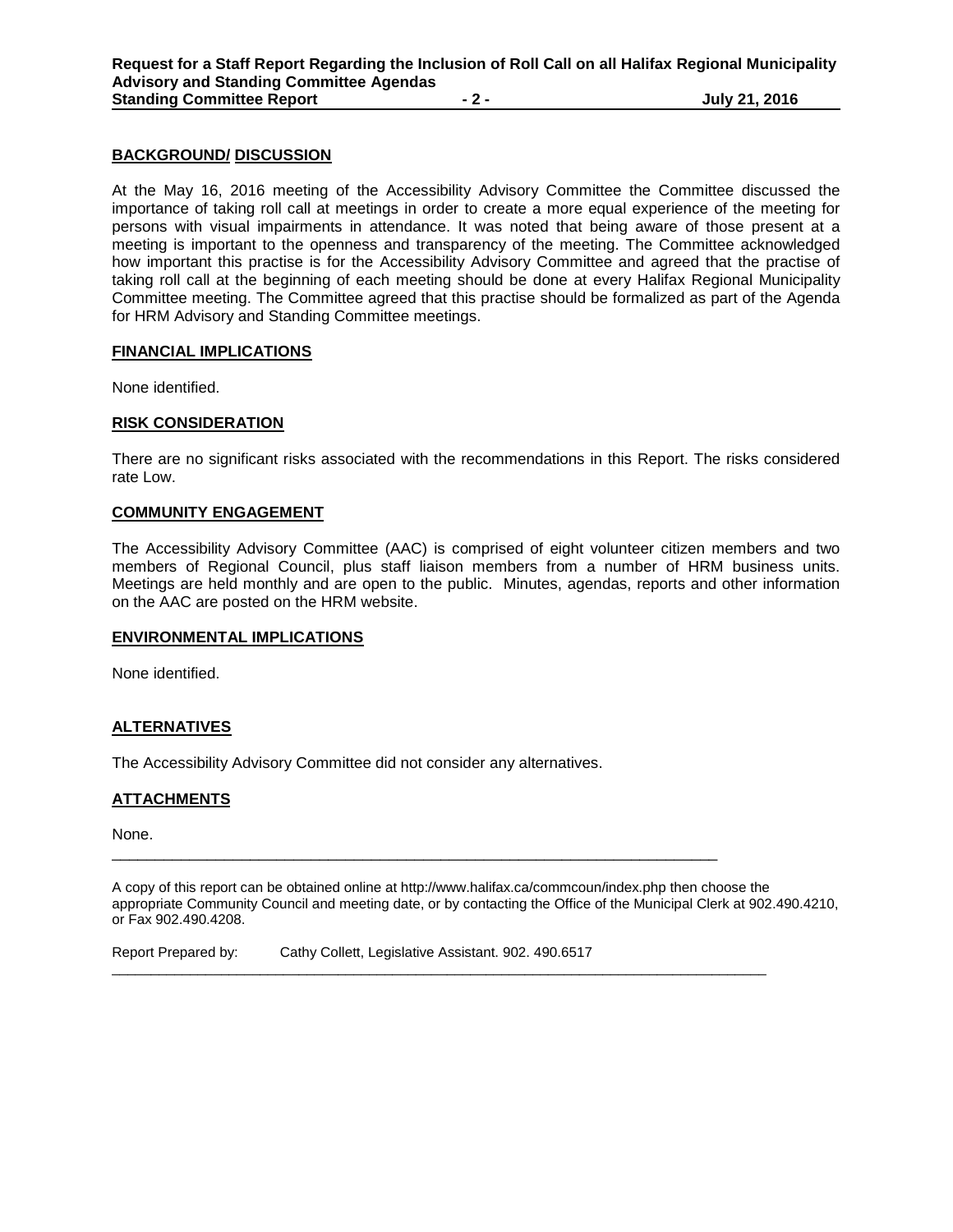## BACKGROUND/ DISCUSSION

At the May 16, 2016 meeting of the Accessibility Advisory Committee the Committee discussed the importance of taking roll call at meetings in order to create a more equal experience of the meeting for persons with visual impairments in attendance. It was noted that being aware of those present at a meeting is important to the openness and transparency of the meeting. The Committee acknowledged how important this practise is for the Accessibility Advisory Committee and agreed that the practise of taking roll call at the beginning of each meeting should be done at every Halifax Regional Municipality Committee meeting. The Committee agreed that this practise should be formalized as part of the Agenda for HRM Advisory and Standing Committee meetings.

## FINANCIAL IMPLICATIONS

None identified.

## RISK CONSIDERATION

There are no significant risks associated with the recommendations in this Report. The risks considered rate Low.

## COMMUNITY ENGAGEMENT

The Accessibility Advisory Committee (AAC) is comprised of eight volunteer citizen members and two members of Regional Council, plus staff liaison members from a number of HRM business units. Meetings are held monthly and are open to the public. Minutes, agendas, reports and other information on the AAC are posted on the HRM website.

## ENVIRONMENTAL IMPLICATIONS

None identified.

## ALTERNATIVES

The Accessibility Advisory Committee did not consider any alternatives.

## ATTACHMENTS

None.

---

A copy of this report can be obtained online at http://www.halifax.ca/commcoun/index.php then choose the appropriate Community Council and meeting date, or by contacting the Office of the Municipal Clerk at 902.490.4210, or Fax 902.490.4208.

Report Prepared by: Cathy Collett, Legislative Assistant. 902. 490.6517

---